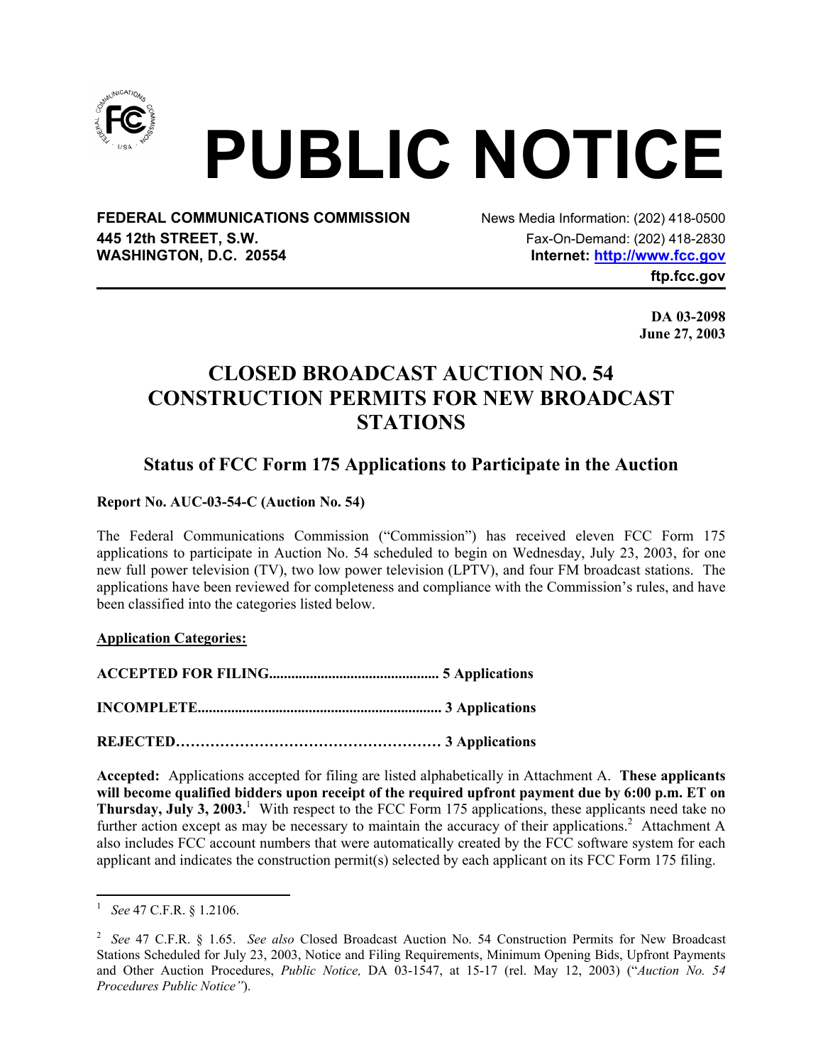# PUBLIC NOTICE

**FEDERAL COMMUNICATIONS COMMISSION**
**445 12th STREET, S.W.**
**WASHINGTON, D.C. 20554**

News Media Information: (202) 418-0500
Fax-On-Demand: (202) 418-2830
**Internet: http://www.fcc.gov**
**ftp.fcc.gov**

**DA 03-2098**
**June 27, 2003**

## CLOSED BROADCAST AUCTION NO. 54 CONSTRUCTION PERMITS FOR NEW BROADCAST STATIONS

### Status of FCC Form 175 Applications to Participate in the Auction

**Report No. AUC-03-54-C (Auction No. 54)**

The Federal Communications Commission ("Commission") has received eleven FCC Form 175 applications to participate in Auction No. 54 scheduled to begin on Wednesday, July 23, 2003, for one new full power television (TV), two low power television (LPTV), and four FM broadcast stations. The applications have been reviewed for completeness and compliance with the Commission's rules, and have been classified into the categories listed below.

**Application Categories:**

**ACCEPTED FOR FILING............................................. 5 Applications**

**INCOMPLETE................................................................. 3 Applications**

**REJECTED……………………………………………… 3 Applications**

**Accepted:** Applications accepted for filing are listed alphabetically in Attachment A. **These applicants will become qualified bidders upon receipt of the required upfront payment due by 6:00 p.m. ET on Thursday, July 3, 2003.**[1] With respect to the FCC Form 175 applications, these applicants need take no further action except as may be necessary to maintain the accuracy of their applications.[2] Attachment A also includes FCC account numbers that were automatically created by the FCC software system for each applicant and indicates the construction permit(s) selected by each applicant on its FCC Form 175 filing.

---

[1] *See* 47 C.F.R. § 1.2106.

[2] *See* 47 C.F.R. § 1.65. *See also* Closed Broadcast Auction No. 54 Construction Permits for New Broadcast Stations Scheduled for July 23, 2003, Notice and Filing Requirements, Minimum Opening Bids, Upfront Payments and Other Auction Procedures, *Public Notice,* DA 03-1547, at 15-17 (rel. May 12, 2003) ("*Auction No. 54 Procedures Public Notice"*).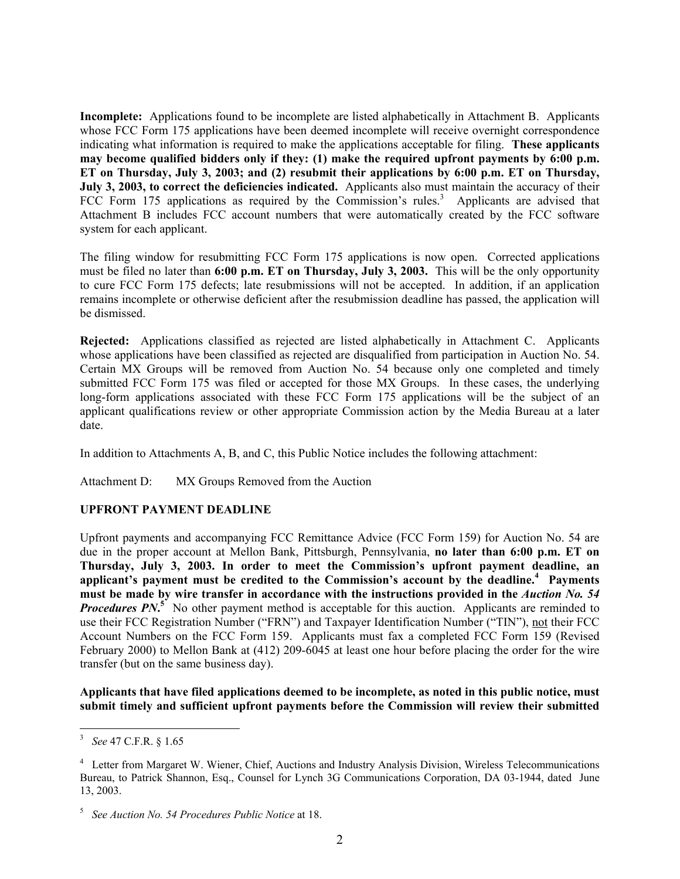**Incomplete:** Applications found to be incomplete are listed alphabetically in Attachment B. Applicants whose FCC Form 175 applications have been deemed incomplete will receive overnight correspondence indicating what information is required to make the applications acceptable for filing. **These applicants may become qualified bidders only if they: (1) make the required upfront payments by 6:00 p.m. ET on Thursday, July 3, 2003; and (2) resubmit their applications by 6:00 p.m. ET on Thursday, July 3, 2003, to correct the deficiencies indicated.** Applicants also must maintain the accuracy of their FCC Form 175 applications as required by the Commission's rules.[3] Applicants are advised that Attachment B includes FCC account numbers that were automatically created by the FCC software system for each applicant.

The filing window for resubmitting FCC Form 175 applications is now open. Corrected applications must be filed no later than **6:00 p.m. ET on Thursday, July 3, 2003.** This will be the only opportunity to cure FCC Form 175 defects; late resubmissions will not be accepted. In addition, if an application remains incomplete or otherwise deficient after the resubmission deadline has passed, the application will be dismissed.

**Rejected:** Applications classified as rejected are listed alphabetically in Attachment C. Applicants whose applications have been classified as rejected are disqualified from participation in Auction No. 54. Certain MX Groups will be removed from Auction No. 54 because only one completed and timely submitted FCC Form 175 was filed or accepted for those MX Groups. In these cases, the underlying long-form applications associated with these FCC Form 175 applications will be the subject of an applicant qualifications review or other appropriate Commission action by the Media Bureau at a later date.

In addition to Attachments A, B, and C, this Public Notice includes the following attachment:

Attachment D: MX Groups Removed from the Auction

**UPFRONT PAYMENT DEADLINE**

Upfront payments and accompanying FCC Remittance Advice (FCC Form 159) for Auction No. 54 are due in the proper account at Mellon Bank, Pittsburgh, Pennsylvania, **no later than 6:00 p.m. ET on Thursday, July 3, 2003. In order to meet the Commission's upfront payment deadline, an applicant's payment must be credited to the Commission's account by the deadline.[4] Payments must be made by wire transfer in accordance with the instructions provided in the *Auction No. 54 Procedures PN*.[5]** No other payment method is acceptable for this auction. Applicants are reminded to use their FCC Registration Number ("FRN") and Taxpayer Identification Number ("TIN"), not their FCC Account Numbers on the FCC Form 159. Applicants must fax a completed FCC Form 159 (Revised February 2000) to Mellon Bank at (412) 209-6045 at least one hour before placing the order for the wire transfer (but on the same business day).

**Applicants that have filed applications deemed to be incomplete, as noted in this public notice, must submit timely and sufficient upfront payments before the Commission will review their submitted**

---

[3] *See* 47 C.F.R. § 1.65

[4] Letter from Margaret W. Wiener, Chief, Auctions and Industry Analysis Division, Wireless Telecommunications Bureau, to Patrick Shannon, Esq., Counsel for Lynch 3G Communications Corporation, DA 03-1944, dated June 13, 2003.

[5] *See Auction No. 54 Procedures Public Notice* at 18.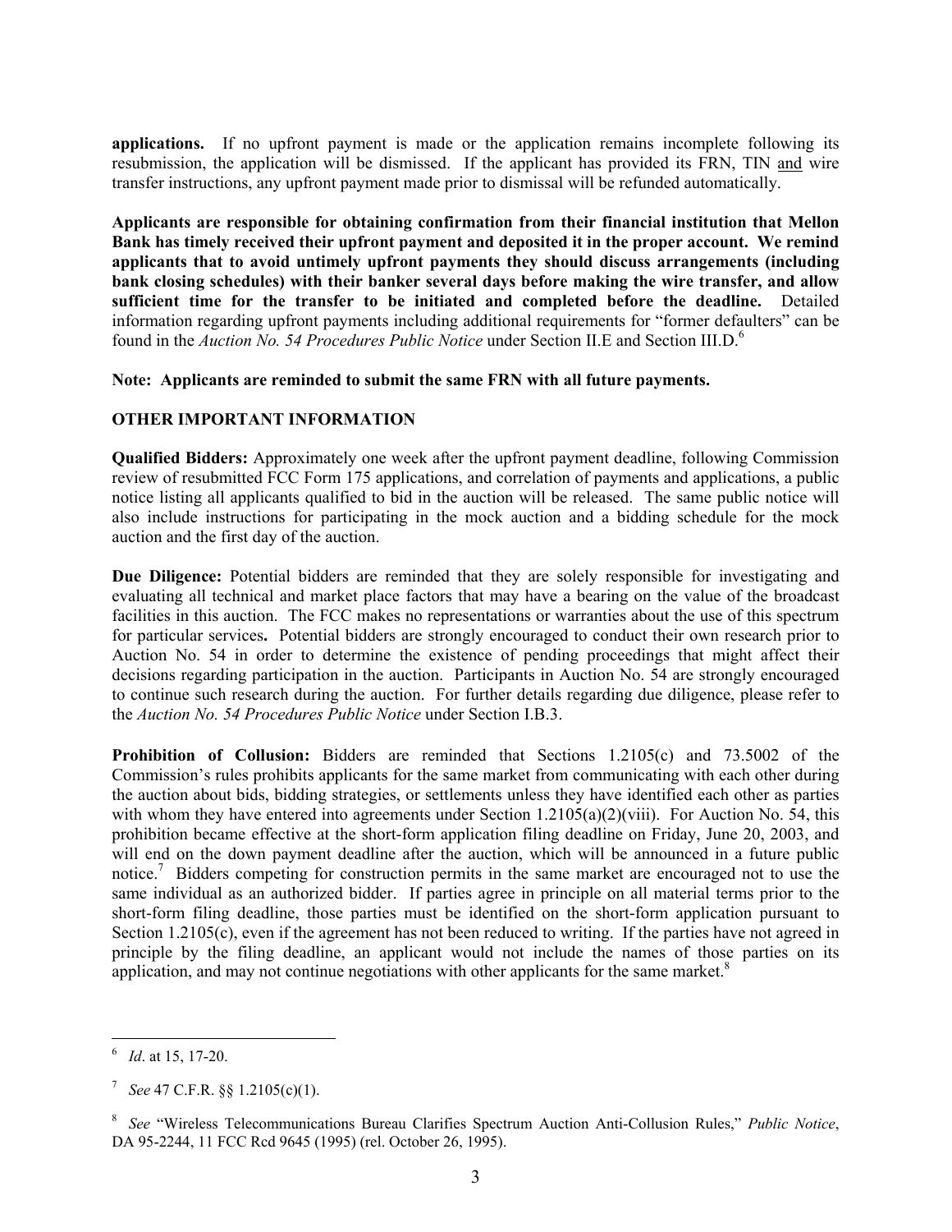**applications.** If no upfront payment is made or the application remains incomplete following its resubmission, the application will be dismissed. If the applicant has provided its FRN, TIN and wire transfer instructions, any upfront payment made prior to dismissal will be refunded automatically.

**Applicants are responsible for obtaining confirmation from their financial institution that Mellon Bank has timely received their upfront payment and deposited it in the proper account. We remind applicants that to avoid untimely upfront payments they should discuss arrangements (including bank closing schedules) with their banker several days before making the wire transfer, and allow sufficient time for the transfer to be initiated and completed before the deadline.** Detailed information regarding upfront payments including additional requirements for "former defaulters" can be found in the *Auction No. 54 Procedures Public Notice* under Section II.E and Section III.D.[6]

**Note: Applicants are reminded to submit the same FRN with all future payments.**

## OTHER IMPORTANT INFORMATION

**Qualified Bidders:** Approximately one week after the upfront payment deadline, following Commission review of resubmitted FCC Form 175 applications, and correlation of payments and applications, a public notice listing all applicants qualified to bid in the auction will be released. The same public notice will also include instructions for participating in the mock auction and a bidding schedule for the mock auction and the first day of the auction.

**Due Diligence:** Potential bidders are reminded that they are solely responsible for investigating and evaluating all technical and market place factors that may have a bearing on the value of the broadcast facilities in this auction. The FCC makes no representations or warranties about the use of this spectrum for particular services**.** Potential bidders are strongly encouraged to conduct their own research prior to Auction No. 54 in order to determine the existence of pending proceedings that might affect their decisions regarding participation in the auction. Participants in Auction No. 54 are strongly encouraged to continue such research during the auction. For further details regarding due diligence, please refer to the *Auction No. 54 Procedures Public Notice* under Section I.B.3.

**Prohibition of Collusion:** Bidders are reminded that Sections 1.2105(c) and 73.5002 of the Commission's rules prohibits applicants for the same market from communicating with each other during the auction about bids, bidding strategies, or settlements unless they have identified each other as parties with whom they have entered into agreements under Section 1.2105(a)(2)(viii). For Auction No. 54, this prohibition became effective at the short-form application filing deadline on Friday, June 20, 2003, and will end on the down payment deadline after the auction, which will be announced in a future public notice.[7] Bidders competing for construction permits in the same market are encouraged not to use the same individual as an authorized bidder. If parties agree in principle on all material terms prior to the short-form filing deadline, those parties must be identified on the short-form application pursuant to Section 1.2105(c), even if the agreement has not been reduced to writing. If the parties have not agreed in principle by the filing deadline, an applicant would not include the names of those parties on its application, and may not continue negotiations with other applicants for the same market.[8]

---

[6] *Id*. at 15, 17-20.

[7] *See* 47 C.F.R. §§ 1.2105(c)(1).

[8] *See* "Wireless Telecommunications Bureau Clarifies Spectrum Auction Anti-Collusion Rules," *Public Notice*, DA 95-2244, 11 FCC Rcd 9645 (1995) (rel. October 26, 1995).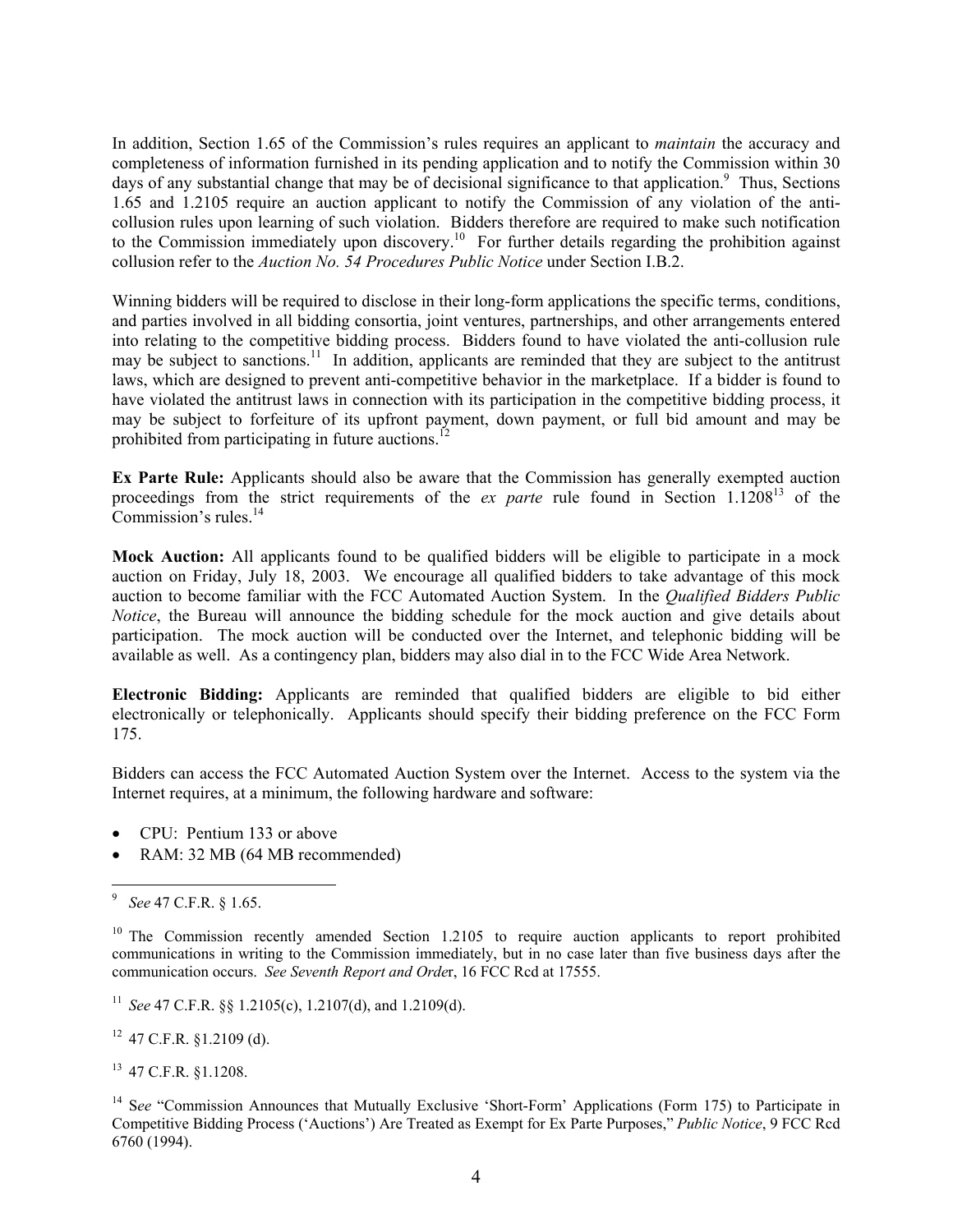In addition, Section 1.65 of the Commission's rules requires an applicant to *maintain* the accuracy and completeness of information furnished in its pending application and to notify the Commission within 30 days of any substantial change that may be of decisional significance to that application.[9] Thus, Sections 1.65 and 1.2105 require an auction applicant to notify the Commission of any violation of the anti-collusion rules upon learning of such violation. Bidders therefore are required to make such notification to the Commission immediately upon discovery.[10] For further details regarding the prohibition against collusion refer to the *Auction No. 54 Procedures Public Notice* under Section I.B.2.

Winning bidders will be required to disclose in their long-form applications the specific terms, conditions, and parties involved in all bidding consortia, joint ventures, partnerships, and other arrangements entered into relating to the competitive bidding process. Bidders found to have violated the anti-collusion rule may be subject to sanctions.[11] In addition, applicants are reminded that they are subject to the antitrust laws, which are designed to prevent anti-competitive behavior in the marketplace. If a bidder is found to have violated the antitrust laws in connection with its participation in the competitive bidding process, it may be subject to forfeiture of its upfront payment, down payment, or full bid amount and may be prohibited from participating in future auctions.[12]

**Ex Parte Rule:** Applicants should also be aware that the Commission has generally exempted auction proceedings from the strict requirements of the *ex parte* rule found in Section 1.1208[13] of the Commission's rules.[14]

**Mock Auction:** All applicants found to be qualified bidders will be eligible to participate in a mock auction on Friday, July 18, 2003. We encourage all qualified bidders to take advantage of this mock auction to become familiar with the FCC Automated Auction System. In the *Qualified Bidders Public Notice*, the Bureau will announce the bidding schedule for the mock auction and give details about participation. The mock auction will be conducted over the Internet, and telephonic bidding will be available as well. As a contingency plan, bidders may also dial in to the FCC Wide Area Network.

**Electronic Bidding:** Applicants are reminded that qualified bidders are eligible to bid either electronically or telephonically. Applicants should specify their bidding preference on the FCC Form 175.

Bidders can access the FCC Automated Auction System over the Internet. Access to the system via the Internet requires, at a minimum, the following hardware and software:

- CPU: Pentium 133 or above
- RAM: 32 MB (64 MB recommended)

---

[9] *See* 47 C.F.R. § 1.65.

[10] The Commission recently amended Section 1.2105 to require auction applicants to report prohibited communications in writing to the Commission immediately, but in no case later than five business days after the communication occurs. *See Seventh Report and Order*, 16 FCC Rcd at 17555.

[11] *See* 47 C.F.R. §§ 1.2105(c), 1.2107(d), and 1.2109(d).

[12] 47 C.F.R. §1.2109 (d).

[13] 47 C.F.R. §1.1208.

[14] S*ee* "Commission Announces that Mutually Exclusive 'Short-Form' Applications (Form 175) to Participate in Competitive Bidding Process ('Auctions') Are Treated as Exempt for Ex Parte Purposes," *Public Notice*, 9 FCC Rcd 6760 (1994).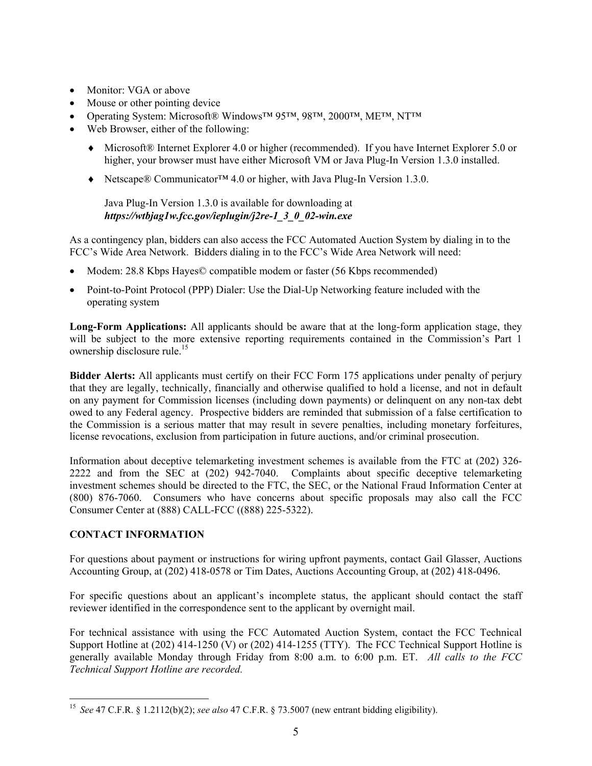- Monitor: VGA or above
- Mouse or other pointing device
- Operating System: Microsoft® Windows™ 95™, 98™, 2000™, ME™, NT™
- Web Browser, either of the following:
  - Microsoft® Internet Explorer 4.0 or higher (recommended). If you have Internet Explorer 5.0 or higher, your browser must have either Microsoft VM or Java Plug-In Version 1.3.0 installed.
  - Netscape® Communicator™ 4.0 or higher, with Java Plug-In Version 1.3.0.

    Java Plug-In Version 1.3.0 is available for downloading at
    ***https://wtbjag1w.fcc.gov/ieplugin/j2re-1_3_0_02-win.exe***

As a contingency plan, bidders can also access the FCC Automated Auction System by dialing in to the FCC's Wide Area Network. Bidders dialing in to the FCC's Wide Area Network will need:

- Modem: 28.8 Kbps Hayes© compatible modem or faster (56 Kbps recommended)
- Point-to-Point Protocol (PPP) Dialer: Use the Dial-Up Networking feature included with the operating system

**Long-Form Applications:** All applicants should be aware that at the long-form application stage, they will be subject to the more extensive reporting requirements contained in the Commission's Part 1 ownership disclosure rule.[15]

**Bidder Alerts:** All applicants must certify on their FCC Form 175 applications under penalty of perjury that they are legally, technically, financially and otherwise qualified to hold a license, and not in default on any payment for Commission licenses (including down payments) or delinquent on any non-tax debt owed to any Federal agency. Prospective bidders are reminded that submission of a false certification to the Commission is a serious matter that may result in severe penalties, including monetary forfeitures, license revocations, exclusion from participation in future auctions, and/or criminal prosecution.

Information about deceptive telemarketing investment schemes is available from the FTC at (202) 326-2222 and from the SEC at (202) 942-7040. Complaints about specific deceptive telemarketing investment schemes should be directed to the FTC, the SEC, or the National Fraud Information Center at (800) 876-7060. Consumers who have concerns about specific proposals may also call the FCC Consumer Center at (888) CALL-FCC ((888) 225-5322).

**CONTACT INFORMATION**

For questions about payment or instructions for wiring upfront payments, contact Gail Glasser, Auctions Accounting Group, at (202) 418-0578 or Tim Dates, Auctions Accounting Group, at (202) 418-0496.

For specific questions about an applicant's incomplete status, the applicant should contact the staff reviewer identified in the correspondence sent to the applicant by overnight mail.

For technical assistance with using the FCC Automated Auction System, contact the FCC Technical Support Hotline at (202) 414-1250 (V) or (202) 414-1255 (TTY). The FCC Technical Support Hotline is generally available Monday through Friday from 8:00 a.m. to 6:00 p.m. ET. *All calls to the FCC Technical Support Hotline are recorded.*

---

[15] *See* 47 C.F.R. § 1.2112(b)(2); *see also* 47 C.F.R. § 73.5007 (new entrant bidding eligibility).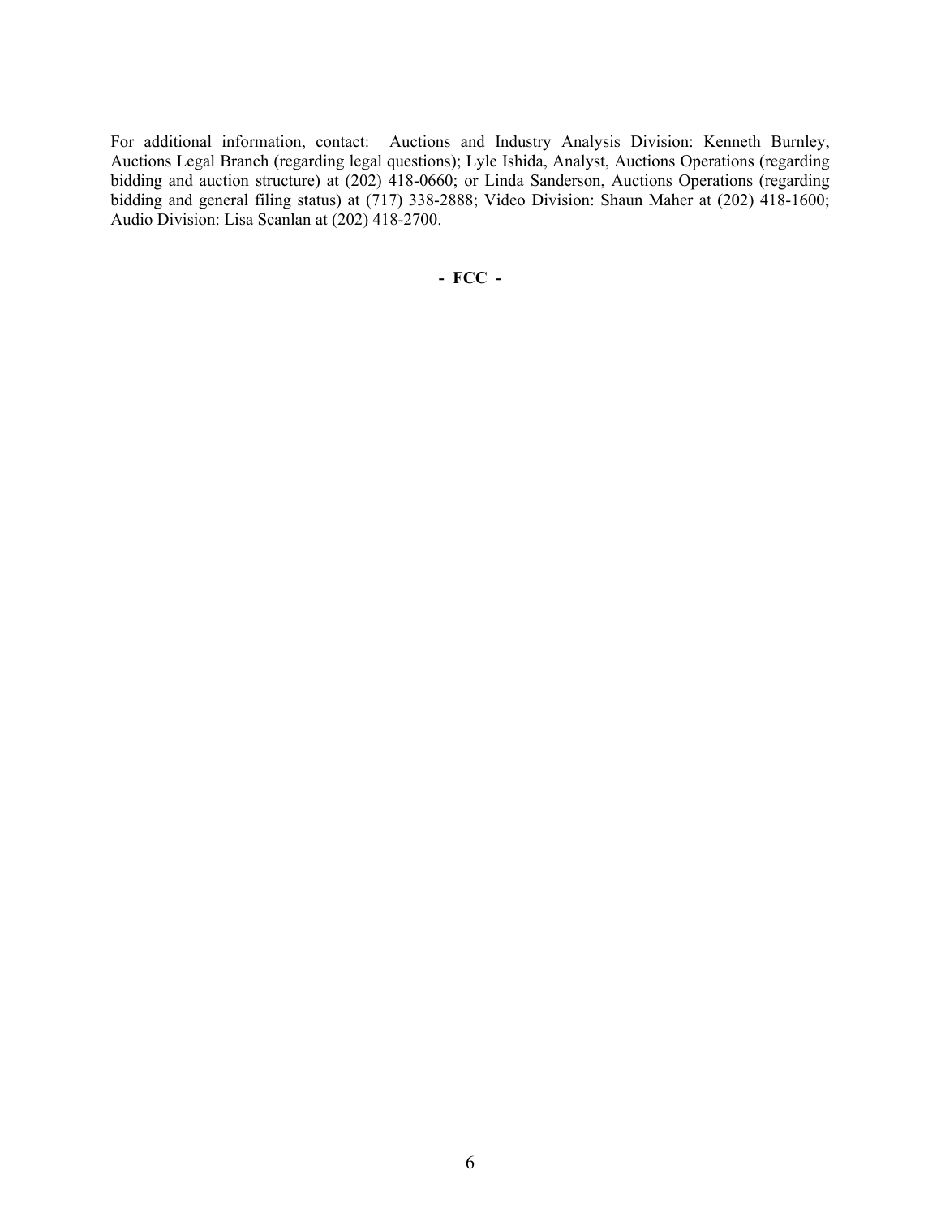For additional information, contact: Auctions and Industry Analysis Division: Kenneth Burnley, Auctions Legal Branch (regarding legal questions); Lyle Ishida, Analyst, Auctions Operations (regarding bidding and auction structure) at (202) 418-0660; or Linda Sanderson, Auctions Operations (regarding bidding and general filing status) at (717) 338-2888; Video Division: Shaun Maher at (202) 418-1600; Audio Division: Lisa Scanlan at (202) 418-2700.

**- FCC -**